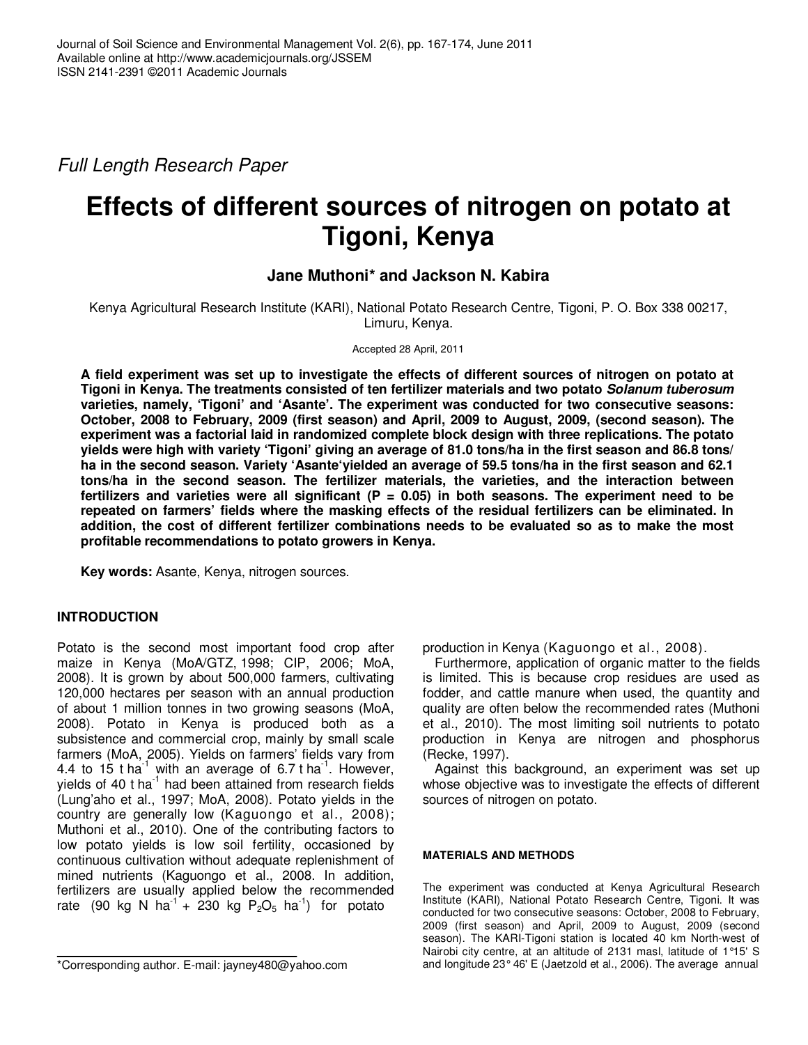Full Length Research Paper

# Effects of different sources of nitrogen on potato at Tigoni, Kenya

**Jane Muthoni\* and Jackson N. Kabira**

Kenya Agricultural Research Institute (KARI), National Potato Research Centre, Tigoni, P. O. Box 338 00217, Limuru, Kenya.

Accepted 28 April, 2011

**A field experiment was set up to investigate the effects of different sources of nitrogen on potato at Tigoni in Kenya. The treatments consisted of ten fertilizer materials and two potato *Solanum tuberosum* varieties, namely, 'Tigoni' and 'Asante'. The experiment was conducted for two consecutive seasons: October, 2008 to February, 2009 (first season) and April, 2009 to August, 2009, (second season). The experiment was a factorial laid in randomized complete block design with three replications. The potato yields were high with variety 'Tigoni' giving an average of 81.0 tons/ha in the first season and 86.8 tons/ha in the second season. Variety 'Asante'yielded an average of 59.5 tons/ha in the first season and 62.1 tons/ha in the second season. The fertilizer materials, the varieties, and the interaction between fertilizers and varieties were all significant (P = 0.05) in both seasons. The experiment need to be repeated on farmers' fields where the masking effects of the residual fertilizers can be eliminated. In addition, the cost of different fertilizer combinations needs to be evaluated so as to make the most profitable recommendations to potato growers in Kenya.**

**Key words:** Asante, Kenya, nitrogen sources.

## INTRODUCTION

Potato is the second most important food crop after maize in Kenya (MoA/GTZ, 1998; CIP, 2006; MoA, 2008). It is grown by about 500,000 farmers, cultivating 120,000 hectares per season with an annual production of about 1 million tonnes in two growing seasons (MoA, 2008). Potato in Kenya is produced both as a subsistence and commercial crop, mainly by small scale farmers (MoA, 2005). Yields on farmers' fields vary from 4.4 to 15 t $ha^{-1}$ with an average of 6.7 t $ha^{-1}$. However, yields of 40 t $ha^{-1}$ had been attained from research fields (Lung'aho et al., 1997; MoA, 2008). Potato yields in the country are generally low (Kaguongo et al., 2008); Muthoni et al., 2010). One of the contributing factors to low potato yields is low soil fertility, occasioned by continuous cultivation without adequate replenishment of mined nutrients (Kaguongo et al., 2008. In addition, fertilizers are usually applied below the recommended rate (90 kg N $ha^{-1}$ + 230 kg $P_2O_5$ $ha^{-1}$) for potato production in Kenya (Kaguongo et al., 2008).

Furthermore, application of organic matter to the fields is limited. This is because crop residues are used as fodder, and cattle manure when used, the quantity and quality are often below the recommended rates (Muthoni et al., 2010). The most limiting soil nutrients to potato production in Kenya are nitrogen and phosphorus (Recke, 1997).

Against this background, an experiment was set up whose objective was to investigate the effects of different sources of nitrogen on potato.

## MATERIALS AND METHODS

The experiment was conducted at Kenya Agricultural Research Institute (KARI), National Potato Research Centre, Tigoni. It was conducted for two consecutive seasons: October, 2008 to February, 2009 (first season) and April, 2009 to August, 2009 (second season). The KARI-Tigoni station is located 40 km North-west of Nairobi city centre, at an altitude of 2131 masl, latitude of 1°15' S and longitude 23° 46' E (Jaetzold et al., 2006). The average annual

\*Corresponding author. E-mail: jayney480@yahoo.com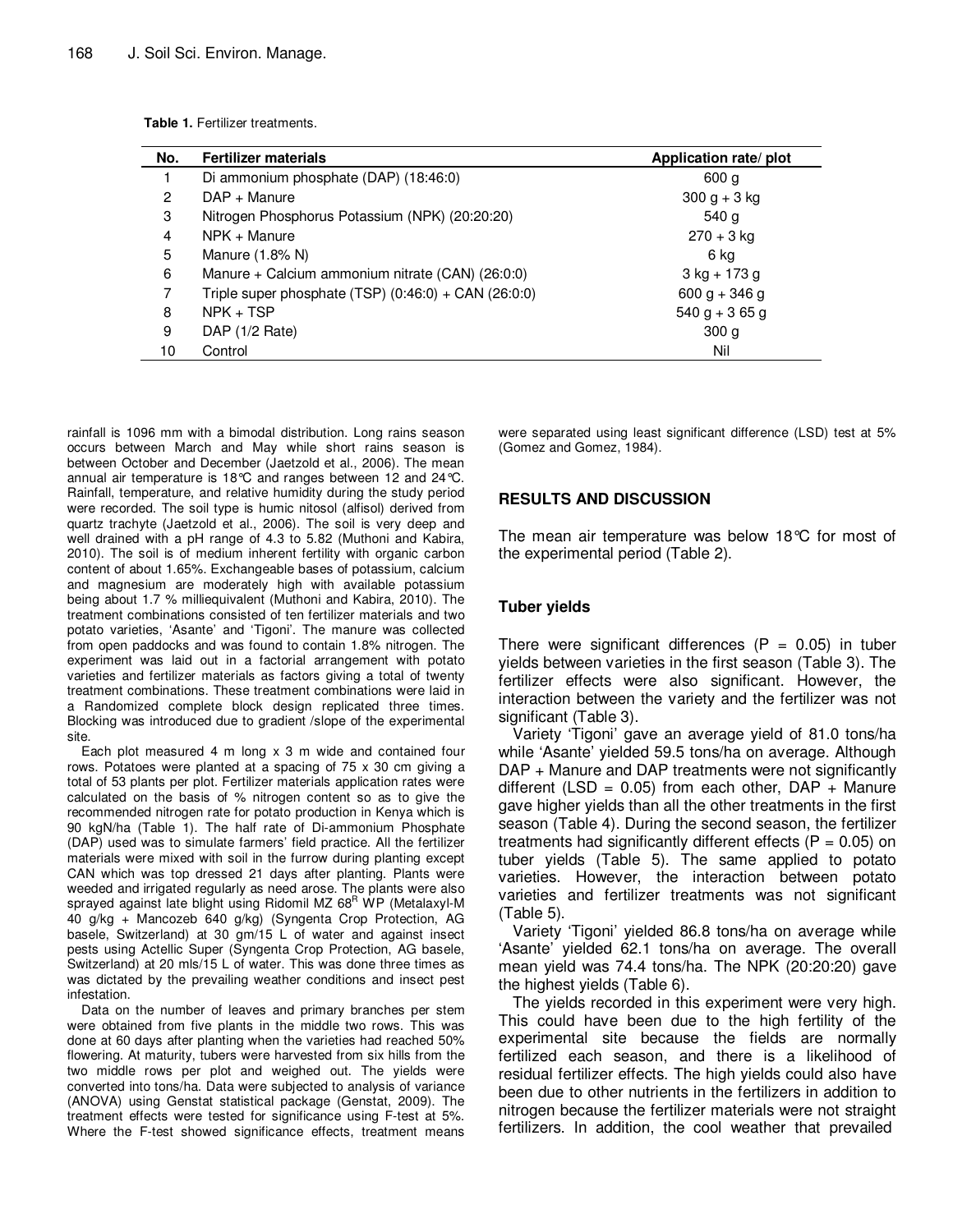**Table 1.** Fertilizer treatments.

| No. | Fertilizer materials | Application rate/ plot |
|---|---|---|
| 1 | Di ammonium phosphate (DAP) (18:46:0) | 600 g |
| 2 | DAP + Manure | 300 g + 3 kg |
| 3 | Nitrogen Phosphorus Potassium (NPK) (20:20:20) | 540 g |
| 4 | NPK + Manure | 270 + 3 kg |
| 5 | Manure (1.8% N) | 6 kg |
| 6 | Manure + Calcium ammonium nitrate (CAN) (26:0:0) | 3 kg + 173 g |
| 7 | Triple super phosphate (TSP) (0:46:0) + CAN (26:0:0) | 600 g + 346 g |
| 8 | NPK + TSP | 540 g + 3 65 g |
| 9 | DAP (1/2 Rate) | 300 g |
| 10 | Control | Nil |

rainfall is 1096 mm with a bimodal distribution. Long rains season occurs between March and May while short rains season is between October and December (Jaetzold et al., 2006). The mean annual air temperature is 18°C and ranges between 12 and 24°C. Rainfall, temperature, and relative humidity during the study period were recorded. The soil type is humic nitosol (alfisol) derived from quartz trachyte (Jaetzold et al., 2006). The soil is very deep and well drained with a pH range of 4.3 to 5.82 (Muthoni and Kabira, 2010). The soil is of medium inherent fertility with organic carbon content of about 1.65%. Exchangeable bases of potassium, calcium and magnesium are moderately high with available potassium being about 1.7 % milliequivalent (Muthoni and Kabira, 2010). The treatment combinations consisted of ten fertilizer materials and two potato varieties, 'Asante' and 'Tigoni'. The manure was collected from open paddocks and was found to contain 1.8% nitrogen. The experiment was laid out in a factorial arrangement with potato varieties and fertilizer materials as factors giving a total of twenty treatment combinations. These treatment combinations were laid in a Randomized complete block design replicated three times. Blocking was introduced due to gradient /slope of the experimental site.

Each plot measured 4 m long x 3 m wide and contained four rows. Potatoes were planted at a spacing of 75 x 30 cm giving a total of 53 plants per plot. Fertilizer materials application rates were calculated on the basis of % nitrogen content so as to give the recommended nitrogen rate for potato production in Kenya which is 90 kgN/ha (Table 1). The half rate of Di-ammonium Phosphate (DAP) used was to simulate farmers' field practice. All the fertilizer materials were mixed with soil in the furrow during planting except CAN which was top dressed 21 days after planting. Plants were weeded and irrigated regularly as need arose. The plants were also sprayed against late blight using Ridomil MZ 68[R] WP (Metalaxyl-M 40 g/kg + Mancozeb 640 g/kg) (Syngenta Crop Protection, AG basele, Switzerland) at 30 gm/15 L of water and against insect pests using Actellic Super (Syngenta Crop Protection, AG basele, Switzerland) at 20 mls/15 L of water. This was done three times as was dictated by the prevailing weather conditions and insect pest infestation.

Data on the number of leaves and primary branches per stem were obtained from five plants in the middle two rows. This was done at 60 days after planting when the varieties had reached 50% flowering. At maturity, tubers were harvested from six hills from the two middle rows per plot and weighed out. The yields were converted into tons/ha. Data were subjected to analysis of variance (ANOVA) using Genstat statistical package (Genstat, 2009). The treatment effects were tested for significance using F-test at 5%. Where the F-test showed significance effects, treatment means were separated using least significant difference (LSD) test at 5% (Gomez and Gomez, 1984).

## RESULTS AND DISCUSSION

The mean air temperature was below 18°C for most of the experimental period (Table 2).

### Tuber yields

There were significant differences ($P = 0.05$) in tuber yields between varieties in the first season (Table 3). The fertilizer effects were also significant. However, the interaction between the variety and the fertilizer was not significant (Table 3).

Variety 'Tigoni' gave an average yield of 81.0 tons/ha while 'Asante' yielded 59.5 tons/ha on average. Although DAP + Manure and DAP treatments were not significantly different (LSD = 0.05) from each other, DAP + Manure gave higher yields than all the other treatments in the first season (Table 4). During the second season, the fertilizer treatments had significantly different effects ($P = 0.05$) on tuber yields (Table 5). The same applied to potato varieties. However, the interaction between potato varieties and fertilizer treatments was not significant (Table 5).

Variety 'Tigoni' yielded 86.8 tons/ha on average while 'Asante' yielded 62.1 tons/ha on average. The overall mean yield was 74.4 tons/ha. The NPK (20:20:20) gave the highest yields (Table 6).

The yields recorded in this experiment were very high. This could have been due to the high fertility of the experimental site because the fields are normally fertilized each season, and there is a likelihood of residual fertilizer effects. The high yields could also have been due to other nutrients in the fertilizers in addition to nitrogen because the fertilizer materials were not straight fertilizers. In addition, the cool weather that prevailed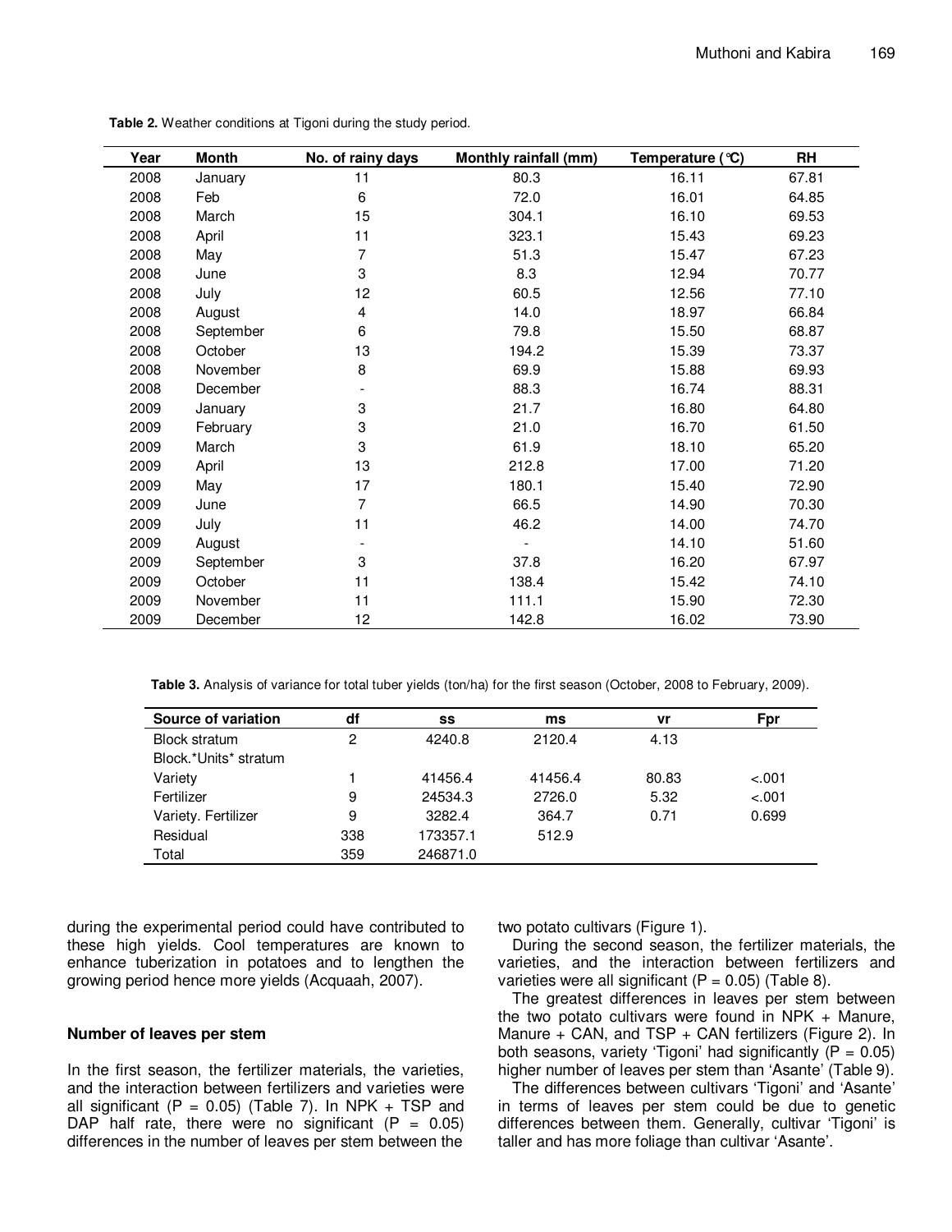**Table 2.** Weather conditions at Tigoni during the study period.

| Year | Month | No. of rainy days | Monthly rainfall (mm) | Temperature (°C) | RH |
|---|---|---|---|---|---|
| 2008 | January | 11 | 80.3 | 16.11 | 67.81 |
| 2008 | Feb | 6 | 72.0 | 16.01 | 64.85 |
| 2008 | March | 15 | 304.1 | 16.10 | 69.53 |
| 2008 | April | 11 | 323.1 | 15.43 | 69.23 |
| 2008 | May | 7 | 51.3 | 15.47 | 67.23 |
| 2008 | June | 3 | 8.3 | 12.94 | 70.77 |
| 2008 | July | 12 | 60.5 | 12.56 | 77.10 |
| 2008 | August | 4 | 14.0 | 18.97 | 66.84 |
| 2008 | September | 6 | 79.8 | 15.50 | 68.87 |
| 2008 | October | 13 | 194.2 | 15.39 | 73.37 |
| 2008 | November | 8 | 69.9 | 15.88 | 69.93 |
| 2008 | December | - | 88.3 | 16.74 | 88.31 |
| 2009 | January | 3 | 21.7 | 16.80 | 64.80 |
| 2009 | February | 3 | 21.0 | 16.70 | 61.50 |
| 2009 | March | 3 | 61.9 | 18.10 | 65.20 |
| 2009 | April | 13 | 212.8 | 17.00 | 71.20 |
| 2009 | May | 17 | 180.1 | 15.40 | 72.90 |
| 2009 | June | 7 | 66.5 | 14.90 | 70.30 |
| 2009 | July | 11 | 46.2 | 14.00 | 74.70 |
| 2009 | August | - | - | 14.10 | 51.60 |
| 2009 | September | 3 | 37.8 | 16.20 | 67.97 |
| 2009 | October | 11 | 138.4 | 15.42 | 74.10 |
| 2009 | November | 11 | 111.1 | 15.90 | 72.30 |
| 2009 | December | 12 | 142.8 | 16.02 | 73.90 |

**Table 3.** Analysis of variance for total tuber yields (ton/ha) for the first season (October, 2008 to February, 2009).

| Source of variation | df | ss | ms | vr | Fpr |
|---|---|---|---|---|---|
| Block stratum | 2 | 4240.8 | 2120.4 | 4.13 | |
| Block.*Units* stratum | | | | | |
| Variety | 1 | 41456.4 | 41456.4 | 80.83 | <.001 |
| Fertilizer | 9 | 24534.3 | 2726.0 | 5.32 | <.001 |
| Variety. Fertilizer | 9 | 3282.4 | 364.7 | 0.71 | 0.699 |
| Residual | 338 | 173357.1 | 512.9 | | |
| Total | 359 | 246871.0 | | | |

during the experimental period could have contributed to these high yields. Cool temperatures are known to enhance tuberization in potatoes and to lengthen the growing period hence more yields (Acquaah, 2007).

### Number of leaves per stem

In the first season, the fertilizer materials, the varieties, and the interaction between fertilizers and varieties were all significant ($P = 0.05$) (Table 7). In NPK + TSP and DAP half rate, there were no significant ($P = 0.05$) differences in the number of leaves per stem between the two potato cultivars (Figure 1).

During the second season, the fertilizer materials, the varieties, and the interaction between fertilizers and varieties were all significant ($P = 0.05$) (Table 8).

The greatest differences in leaves per stem between the two potato cultivars were found in NPK + Manure, Manure + CAN, and TSP + CAN fertilizers (Figure 2). In both seasons, variety 'Tigoni' had significantly ($P = 0.05$) higher number of leaves per stem than 'Asante' (Table 9).

The differences between cultivars 'Tigoni' and 'Asante' in terms of leaves per stem could be due to genetic differences between them. Generally, cultivar 'Tigoni' is taller and has more foliage than cultivar 'Asante'.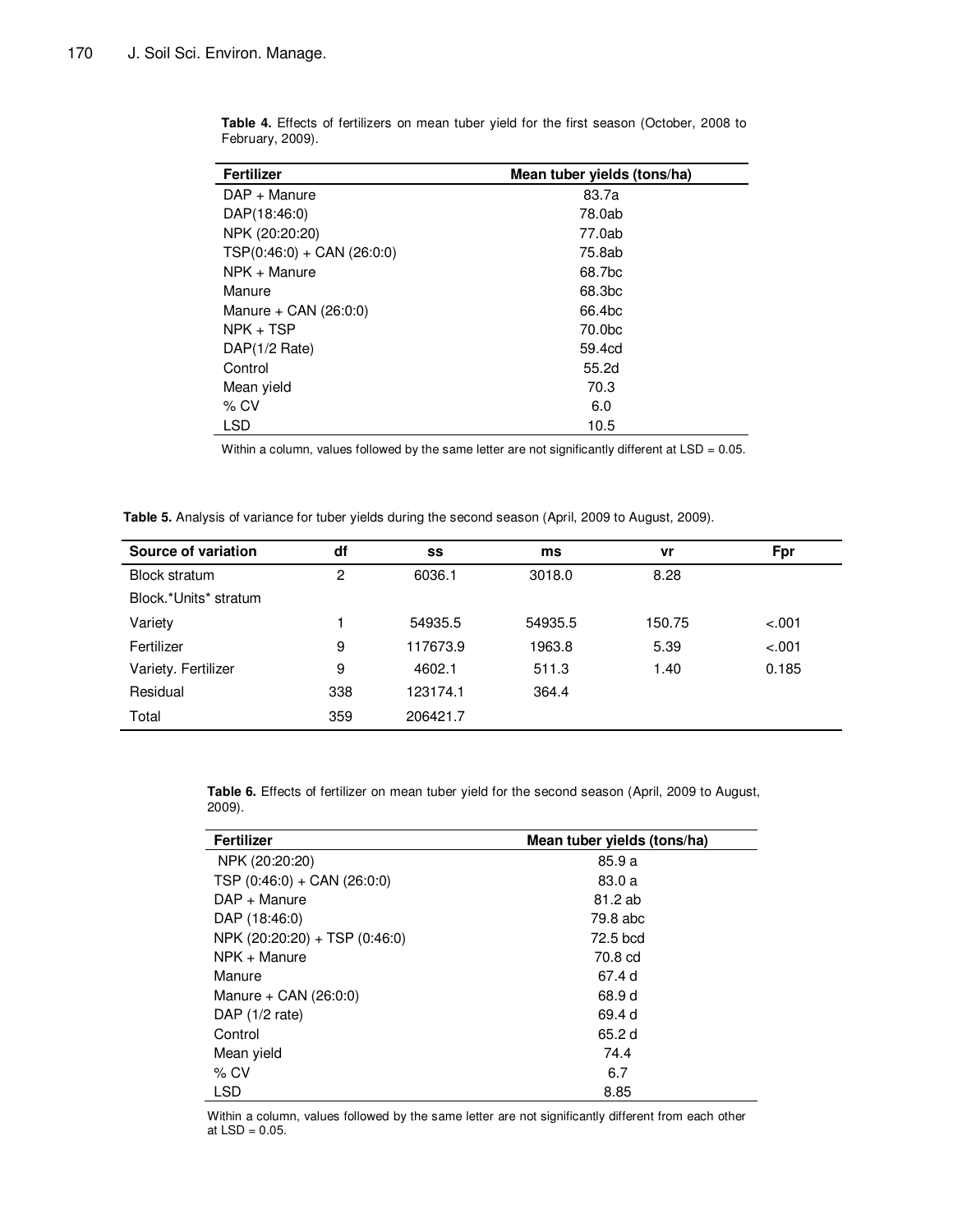**Table 4.** Effects of fertilizers on mean tuber yield for the first season (October, 2008 to February, 2009).

| Fertilizer | Mean tuber yields (tons/ha) |
|---|---|
| DAP + Manure | 83.7a |
| DAP(18:46:0) | 78.0ab |
| NPK (20:20:20) | 77.0ab |
| TSP(0:46:0) + CAN (26:0:0) | 75.8ab |
| NPK + Manure | 68.7bc |
| Manure | 68.3bc |
| Manure + CAN (26:0:0) | 66.4bc |
| NPK + TSP | 70.0bc |
| DAP(1/2 Rate) | 59.4cd |
| Control | 55.2d |
| Mean yield | 70.3 |
| % CV | 6.0 |
| LSD | 10.5 |

Within a column, values followed by the same letter are not significantly different at LSD = 0.05.

**Table 5.** Analysis of variance for tuber yields during the second season (April, 2009 to August, 2009).

| Source of variation | df | ss | ms | vr | Fpr |
|---|---|---|---|---|---|
| Block stratum | 2 | 6036.1 | 3018.0 | 8.28 | |
| Block.*Units* stratum | | | | | |
| Variety | 1 | 54935.5 | 54935.5 | 150.75 | <.001 |
| Fertilizer | 9 | 117673.9 | 1963.8 | 5.39 | <.001 |
| Variety. Fertilizer | 9 | 4602.1 | 511.3 | 1.40 | 0.185 |
| Residual | 338 | 123174.1 | 364.4 | | |
| Total | 359 | 206421.7 | | | |

**Table 6.** Effects of fertilizer on mean tuber yield for the second season (April, 2009 to August, 2009).

| Fertilizer | Mean tuber yields (tons/ha) |
|---|---|
| NPK (20:20:20) | 85.9 a |
| TSP (0:46:0) + CAN (26:0:0) | 83.0 a |
| DAP + Manure | 81.2 ab |
| DAP (18:46:0) | 79.8 abc |
| NPK (20:20:20) + TSP (0:46:0) | 72.5 bcd |
| NPK + Manure | 70.8 cd |
| Manure | 67.4 d |
| Manure + CAN (26:0:0) | 68.9 d |
| DAP (1/2 rate) | 69.4 d |
| Control | 65.2 d |
| Mean yield | 74.4 |
| % CV | 6.7 |
| LSD | 8.85 |

Within a column, values followed by the same letter are not significantly different from each other at LSD = 0.05.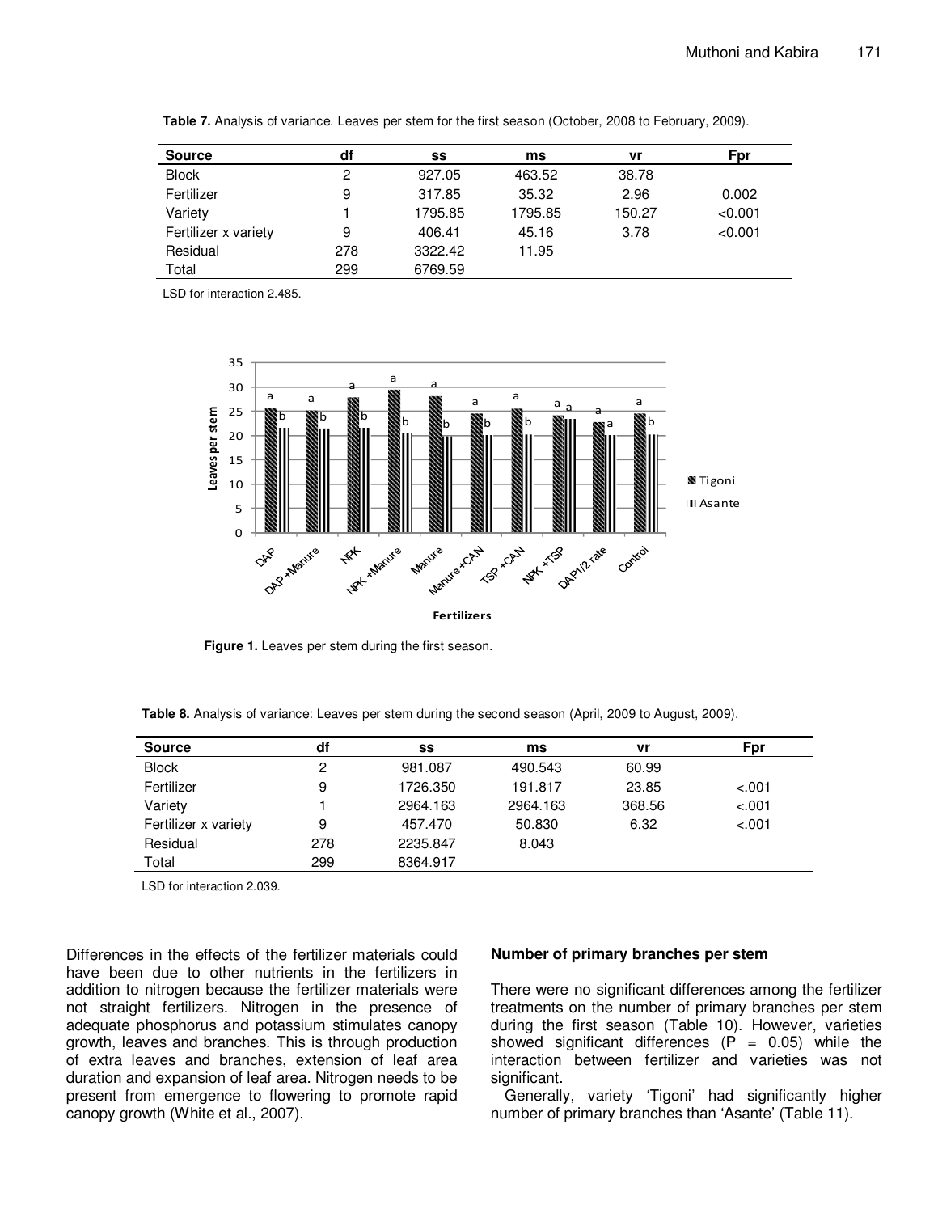**Table 7.** Analysis of variance. Leaves per stem for the first season (October, 2008 to February, 2009).

| Source | df | ss | ms | vr | Fpr |
|---|---|---|---|---|---|
| Block | 2 | 927.05 | 463.52 | 38.78 | |
| Fertilizer | 9 | 317.85 | 35.32 | 2.96 | 0.002 |
| Variety | 1 | 1795.85 | 1795.85 | 150.27 | <0.001 |
| Fertilizer x variety | 9 | 406.41 | 45.16 | 3.78 | <0.001 |
| Residual | 278 | 3322.42 | 11.95 | | |
| Total | 299 | 6769.59 | | | |

LSD for interaction 2.485.

**Figure 1.** Leaves per stem during the first season.

**Table 8.** Analysis of variance: Leaves per stem during the second season (April, 2009 to August, 2009).

| Source | df | ss | ms | vr | Fpr |
|---|---|---|---|---|---|
| Block | 2 | 981.087 | 490.543 | 60.99 | |
| Fertilizer | 9 | 1726.350 | 191.817 | 23.85 | <.001 |
| Variety | 1 | 2964.163 | 2964.163 | 368.56 | <.001 |
| Fertilizer x variety | 9 | 457.470 | 50.830 | 6.32 | <.001 |
| Residual | 278 | 2235.847 | 8.043 | | |
| Total | 299 | 8364.917 | | | |

LSD for interaction 2.039.

Differences in the effects of the fertilizer materials could have been due to other nutrients in the fertilizers in addition to nitrogen because the fertilizer materials were not straight fertilizers. Nitrogen in the presence of adequate phosphorus and potassium stimulates canopy growth, leaves and branches. This is through production of extra leaves and branches, extension of leaf area duration and expansion of leaf area. Nitrogen needs to be present from emergence to flowering to promote rapid canopy growth (White et al., 2007).

### Number of primary branches per stem

There were no significant differences among the fertilizer treatments on the number of primary branches per stem during the first season (Table 10). However, varieties showed significant differences ($P = 0.05$) while the interaction between fertilizer and varieties was not significant.

Generally, variety 'Tigoni' had significantly higher number of primary branches than 'Asante' (Table 11).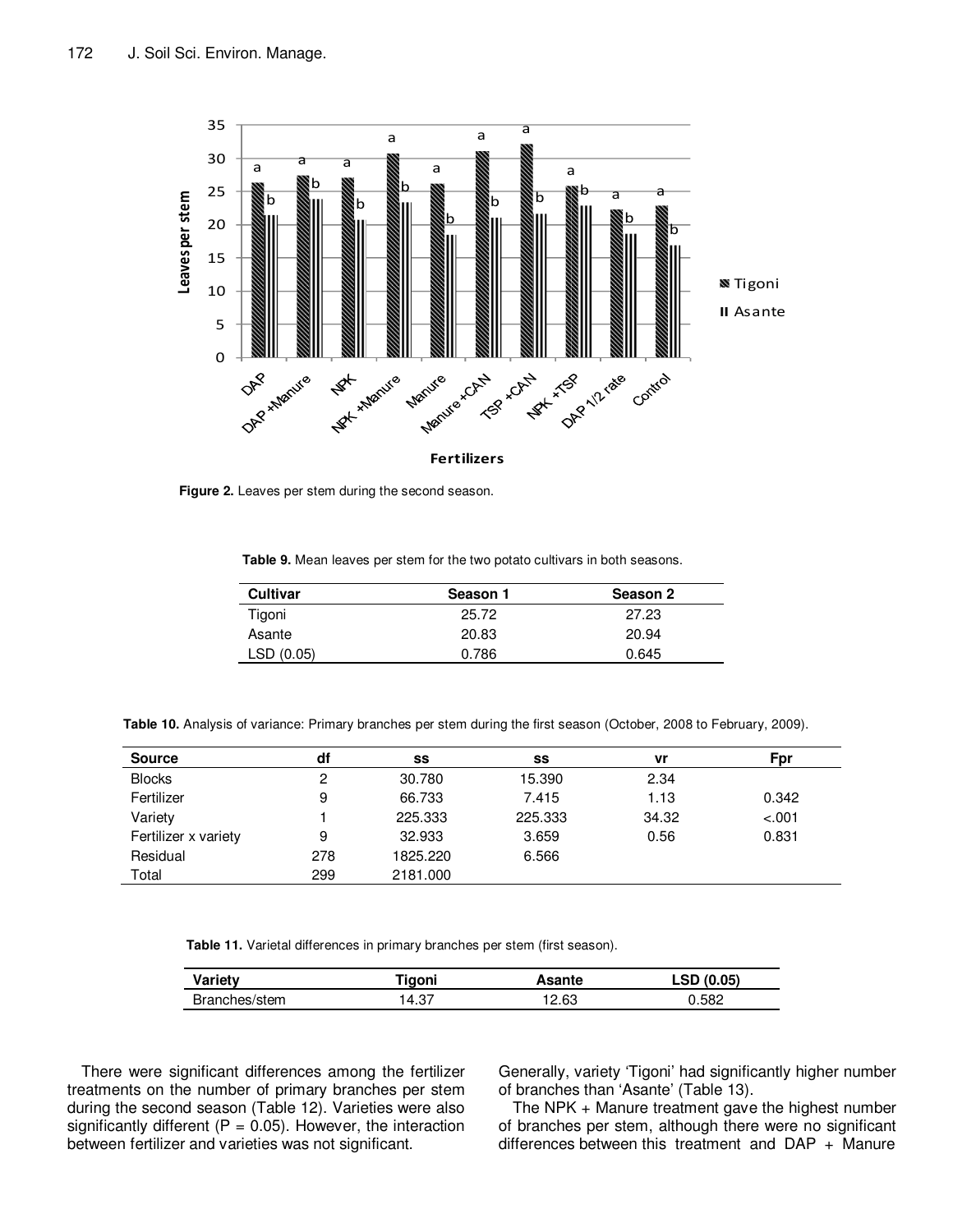**Figure 2.** Leaves per stem during the second season.

**Table 9.** Mean leaves per stem for the two potato cultivars in both seasons.

| Cultivar | Season 1 | Season 2 |
|---|---|---|
| Tigoni | 25.72 | 27.23 |
| Asante | 20.83 | 20.94 |
| LSD (0.05) | 0.786 | 0.645 |

**Table 10.** Analysis of variance: Primary branches per stem during the first season (October, 2008 to February, 2009).

| Source | df | ss | ss | vr | Fpr |
|---|---|---|---|---|---|
| Blocks | 2 | 30.780 | 15.390 | 2.34 | |
| Fertilizer | 9 | 66.733 | 7.415 | 1.13 | 0.342 |
| Variety | 1 | 225.333 | 225.333 | 34.32 | <.001 |
| Fertilizer x variety | 9 | 32.933 | 3.659 | 0.56 | 0.831 |
| Residual | 278 | 1825.220 | 6.566 | | |
| Total | 299 | 2181.000 | | | |

**Table 11.** Varietal differences in primary branches per stem (first season).

| Variety | Tigoni | Asante | LSD (0.05) |
|---|---|---|---|
| Branches/stem | 14.37 | 12.63 | 0.582 |

There were significant differences among the fertilizer treatments on the number of primary branches per stem during the second season (Table 12). Varieties were also significantly different (P = 0.05). However, the interaction between fertilizer and varieties was not significant. Generally, variety 'Tigoni' had significantly higher number of branches than 'Asante' (Table 13).

The NPK + Manure treatment gave the highest number of branches per stem, although there were no significant differences between this treatment and DAP + Manure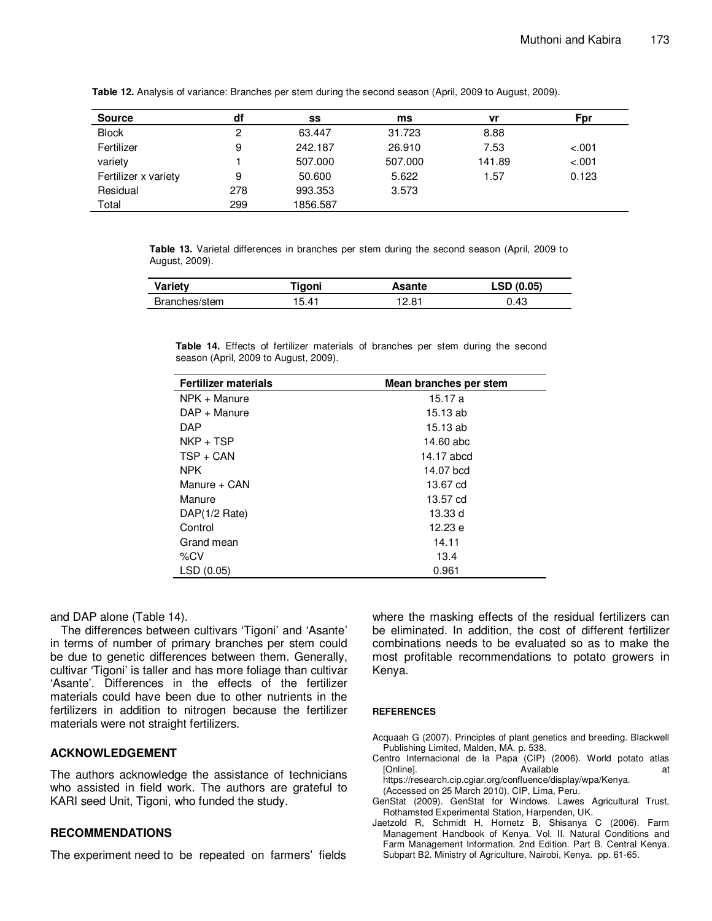**Table 12.** Analysis of variance: Branches per stem during the second season (April, 2009 to August, 2009).

| Source | df | ss | ms | vr | Fpr |
|---|---|---|---|---|---|
| Block | 2 | 63.447 | 31.723 | 8.88 | |
| Fertilizer | 9 | 242.187 | 26.910 | 7.53 | <.001 |
| variety | 1 | 507.000 | 507.000 | 141.89 | <.001 |
| Fertilizer x variety | 9 | 50.600 | 5.622 | 1.57 | 0.123 |
| Residual | 278 | 993.353 | 3.573 | | |
| Total | 299 | 1856.587 | | | |

**Table 13.** Varietal differences in branches per stem during the second season (April, 2009 to August, 2009).

| Variety | Tigoni | Asante | LSD (0.05) |
|---|---|---|---|
| Branches/stem | 15.41 | 12.81 | 0.43 |

**Table 14.** Effects of fertilizer materials of branches per stem during the second season (April, 2009 to August, 2009).

| Fertilizer materials | Mean branches per stem |
|---|---|
| NPK + Manure | 15.17 a |
| DAP + Manure | 15.13 ab |
| DAP | 15.13 ab |
| NKP + TSP | 14.60 abc |
| TSP + CAN | 14.17 abcd |
| NPK | 14.07 bcd |
| Manure + CAN | 13.67 cd |
| Manure | 13.57 cd |
| DAP(1/2 Rate) | 13.33 d |
| Control | 12.23 e |
| Grand mean | 14.11 |
| %CV | 13.4 |
| LSD (0.05) | 0.961 |

and DAP alone (Table 14).

The differences between cultivars 'Tigoni' and 'Asante' in terms of number of primary branches per stem could be due to genetic differences between them. Generally, cultivar 'Tigoni' is taller and has more foliage than cultivar 'Asante'. Differences in the effects of the fertilizer materials could have been due to other nutrients in the fertilizers in addition to nitrogen because the fertilizer materials were not straight fertilizers.

## ACKNOWLEDGEMENT

The authors acknowledge the assistance of technicians who assisted in field work. The authors are grateful to KARI seed Unit, Tigoni, who funded the study.

## RECOMMENDATIONS

The experiment need to be repeated on farmers' fields where the masking effects of the residual fertilizers can be eliminated. In addition, the cost of different fertilizer combinations needs to be evaluated so as to make the most profitable recommendations to potato growers in Kenya.

## REFERENCES

Acquaah G (2007). Principles of plant genetics and breeding. Blackwell Publishing Limited, Malden, MA. p. 538.

Centro Internacional de la Papa (CIP) (2006). World potato atlas [Online]. Available at https://research.cip.cgiar.org/confluence/display/wpa/Kenya. (Accessed on 25 March 2010). CIP, Lima, Peru.

GenStat (2009). GenStat for Windows. Lawes Agricultural Trust, Rothamsted Experimental Station, Harpenden, UK.

Jaetzold R, Schmidt H, Hornetz B, Shisanya C (2006). Farm Management Handbook of Kenya. Vol. II. Natural Conditions and Farm Management Information. 2nd Edition. Part B. Central Kenya. Subpart B2. Ministry of Agriculture, Nairobi, Kenya. pp. 61-65.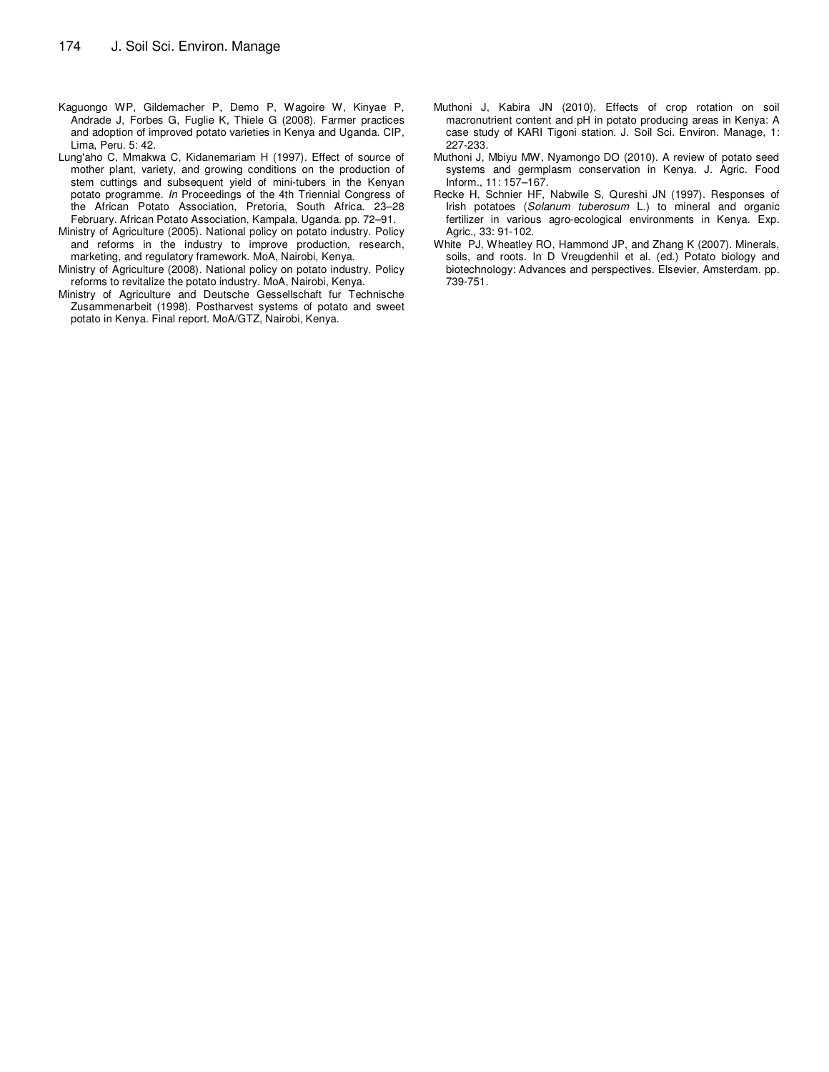Kaguongo WP, Gildemacher P, Demo P, Wagoire W, Kinyae P, Andrade J, Forbes G, Fuglie K, Thiele G (2008). Farmer practices and adoption of improved potato varieties in Kenya and Uganda. CIP, Lima, Peru. 5: 42.

Lung'aho C, Mmakwa C, Kidanemariam H (1997). Effect of source of mother plant, variety, and growing conditions on the production of stem cuttings and subsequent yield of mini-tubers in the Kenyan potato programme. *In* Proceedings of the 4th Triennial Congress of the African Potato Association, Pretoria, South Africa. 23–28 February. African Potato Association, Kampala, Uganda. pp. 72–91.

Ministry of Agriculture (2005). National policy on potato industry. Policy and reforms in the industry to improve production, research, marketing, and regulatory framework. MoA, Nairobi, Kenya.

Ministry of Agriculture (2008). National policy on potato industry. Policy reforms to revitalize the potato industry. MoA, Nairobi, Kenya.

Ministry of Agriculture and Deutsche Gessellschaft fur Technische Zusammenarbeit (1998). Postharvest systems of potato and sweet potato in Kenya. Final report. MoA/GTZ, Nairobi, Kenya.

Muthoni J, Kabira JN (2010). Effects of crop rotation on soil macronutrient content and pH in potato producing areas in Kenya: A case study of KARI Tigoni station. J. Soil Sci. Environ. Manage, 1: 227-233.

Muthoni J, Mbiyu MW, Nyamongo DO (2010). A review of potato seed systems and germplasm conservation in Kenya. J. Agric. Food Inform., 11: 157–167.

Recke H, Schnier HF, Nabwile S, Qureshi JN (1997). Responses of Irish potatoes (*Solanum tuberosum* L.) to mineral and organic fertilizer in various agro-ecological environments in Kenya. Exp. Agric., 33: 91-102.

White PJ, Wheatley RO, Hammond JP, and Zhang K (2007). Minerals, soils, and roots. In D Vreugdenhil et al. (ed.) Potato biology and biotechnology: Advances and perspectives. Elsevier, Amsterdam. pp. 739-751.